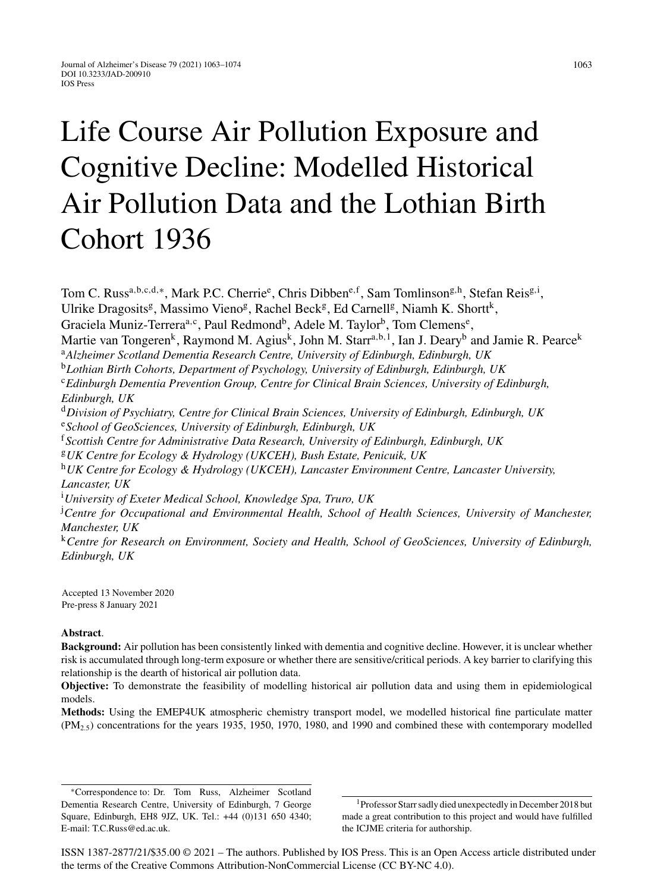# Life Course Air Pollution Exposure and Cognitive Decline: Modelled Historical Air Pollution Data and the Lothian Birth Cohort 1936

Tom C. Russ[a,b,c,d,*], Mark P.C. Cherrie[e], Chris Dibben[e,f], Sam Tomlinson[g,h], Stefan Reis[g,i], Ulrike Dragosits[g], Massimo Vieno[g], Rachel Beck[g], Ed Carnell[g], Niamh K. Shortt[k], Graciela Muniz-Terrera[a,c], Paul Redmond[b], Adele M. Taylor[b], Tom Clemens[e], Martie van Tongeren[k], Raymond M. Agius[k], John M. Starr[a,b,1], Ian J. Deary[b] and Jamie R. Pearce[k]

[a] *Alzheimer Scotland Dementia Research Centre, University of Edinburgh, Edinburgh, UK*
[b] *Lothian Birth Cohorts, Department of Psychology, University of Edinburgh, Edinburgh, UK*
[c] *Edinburgh Dementia Prevention Group, Centre for Clinical Brain Sciences, University of Edinburgh, Edinburgh, UK*
[d] *Division of Psychiatry, Centre for Clinical Brain Sciences, University of Edinburgh, Edinburgh, UK*
[e] *School of GeoSciences, University of Edinburgh, Edinburgh, UK*
[f] *Scottish Centre for Administrative Data Research, University of Edinburgh, Edinburgh, UK*
[g] *UK Centre for Ecology & Hydrology (UKCEH), Bush Estate, Penicuik, UK*
[h] *UK Centre for Ecology & Hydrology (UKCEH), Lancaster Environment Centre, Lancaster University, Lancaster, UK*
[i] *University of Exeter Medical School, Knowledge Spa, Truro, UK*
[j] *Centre for Occupational and Environmental Health, School of Health Sciences, University of Manchester, Manchester, UK*
[k] *Centre for Research on Environment, Society and Health, School of GeoSciences, University of Edinburgh, Edinburgh, UK*

Accepted 13 November 2020
Pre-press 8 January 2021

**Abstract**.

**Background:** Air pollution has been consistently linked with dementia and cognitive decline. However, it is unclear whether risk is accumulated through long-term exposure or whether there are sensitive/critical periods. A key barrier to clarifying this relationship is the dearth of historical air pollution data.

**Objective:** To demonstrate the feasibility of modelling historical air pollution data and using them in epidemiological models.

**Methods:** Using the EMEP4UK atmospheric chemistry transport model, we modelled historical fine particulate matter ($PM_{2.5}$) concentrations for the years 1935, 1950, 1970, 1980, and 1990 and combined these with contemporary modelled

*Correspondence to: Dr. Tom Russ, Alzheimer Scotland Dementia Research Centre, University of Edinburgh, 7 George Square, Edinburgh, EH8 9JZ, UK. Tel.: +44 (0)131 650 4340; E-mail: T.C.Russ@ed.ac.uk.

[1] Professor Starr sadly died unexpectedly in December 2018 but made a great contribution to this project and would have fulfilled the ICJME criteria for authorship.

ISSN 1387-2877/21/$35.00 © 2021 – The authors. Published by IOS Press. This is an Open Access article distributed under the terms of the Creative Commons Attribution-NonCommercial License (CC BY-NC 4.0).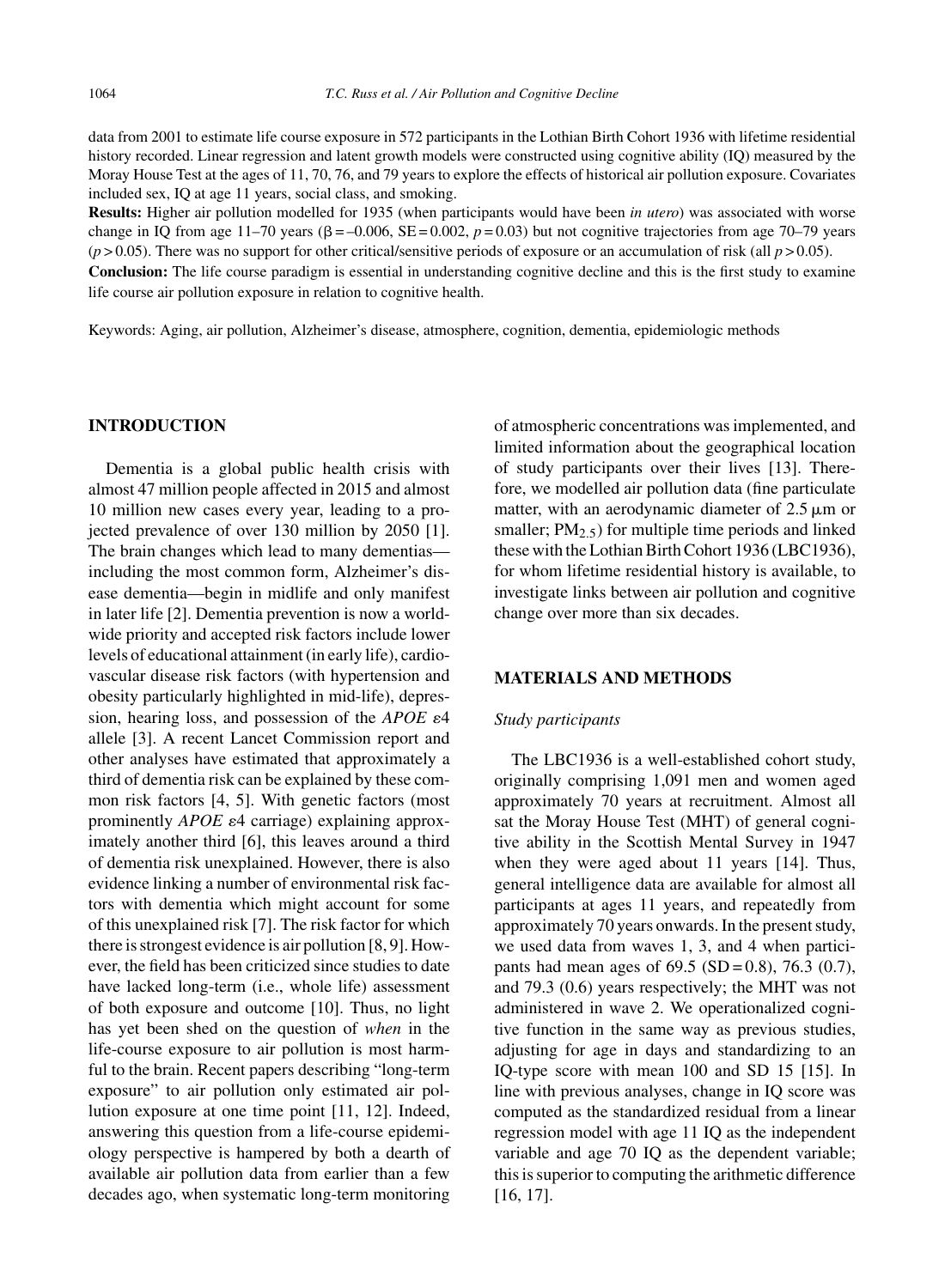data from 2001 to estimate life course exposure in 572 participants in the Lothian Birth Cohort 1936 with lifetime residential history recorded. Linear regression and latent growth models were constructed using cognitive ability (IQ) measured by the Moray House Test at the ages of 11, 70, 76, and 79 years to explore the effects of historical air pollution exposure. Covariates included sex, IQ at age 11 years, social class, and smoking.

**Results:** Higher air pollution modelled for 1935 (when participants would have been *in utero*) was associated with worse change in IQ from age 11–70 years ($\beta = -0.006$, SE = 0.002, $p = 0.03$) but not cognitive trajectories from age 70–79 years ($p > 0.05$). There was no support for other critical/sensitive periods of exposure or an accumulation of risk (all $p > 0.05$).

**Conclusion:** The life course paradigm is essential in understanding cognitive decline and this is the first study to examine life course air pollution exposure in relation to cognitive health.

Keywords: Aging, air pollution, Alzheimer's disease, atmosphere, cognition, dementia, epidemiologic methods

## INTRODUCTION

Dementia is a global public health crisis with almost 47 million people affected in 2015 and almost 10 million new cases every year, leading to a projected prevalence of over 130 million by 2050 [1]. The brain changes which lead to many dementias—including the most common form, Alzheimer's disease dementia—begin in midlife and only manifest in later life [2]. Dementia prevention is now a worldwide priority and accepted risk factors include lower levels of educational attainment (in early life), cardiovascular disease risk factors (with hypertension and obesity particularly highlighted in mid-life), depression, hearing loss, and possession of the *APOE* $\varepsilon$4 allele [3]. A recent Lancet Commission report and other analyses have estimated that approximately a third of dementia risk can be explained by these common risk factors [4, 5]. With genetic factors (most prominently *APOE* $\varepsilon$4 carriage) explaining approximately another third [6], this leaves around a third of dementia risk unexplained. However, there is also evidence linking a number of environmental risk factors with dementia which might account for some of this unexplained risk [7]. The risk factor for which there is strongest evidence is air pollution [8, 9]. However, the field has been criticized since studies to date have lacked long-term (i.e., whole life) assessment of both exposure and outcome [10]. Thus, no light has yet been shed on the question of *when* in the life-course exposure to air pollution is most harmful to the brain. Recent papers describing "long-term exposure" to air pollution only estimated air pollution exposure at one time point [11, 12]. Indeed, answering this question from a life-course epidemiology perspective is hampered by both a dearth of available air pollution data from earlier than a few decades ago, when systematic long-term monitoring of atmospheric concentrations was implemented, and limited information about the geographical location of study participants over their lives [13]. Therefore, we modelled air pollution data (fine particulate matter, with an aerodynamic diameter of 2.5 μm or smaller; $PM_{2.5}$) for multiple time periods and linked these with the Lothian Birth Cohort 1936 (LBC1936), for whom lifetime residential history is available, to investigate links between air pollution and cognitive change over more than six decades.

## MATERIALS AND METHODS

### *Study participants*

The LBC1936 is a well-established cohort study, originally comprising 1,091 men and women aged approximately 70 years at recruitment. Almost all sat the Moray House Test (MHT) of general cognitive ability in the Scottish Mental Survey in 1947 when they were aged about 11 years [14]. Thus, general intelligence data are available for almost all participants at ages 11 years, and repeatedly from approximately 70 years onwards. In the present study, we used data from waves 1, 3, and 4 when participants had mean ages of 69.5 (SD = 0.8), 76.3 (0.7), and 79.3 (0.6) years respectively; the MHT was not administered in wave 2. We operationalized cognitive function in the same way as previous studies, adjusting for age in days and standardizing to an IQ-type score with mean 100 and SD 15 [15]. In line with previous analyses, change in IQ score was computed as the standardized residual from a linear regression model with age 11 IQ as the independent variable and age 70 IQ as the dependent variable; this is superior to computing the arithmetic difference [16, 17].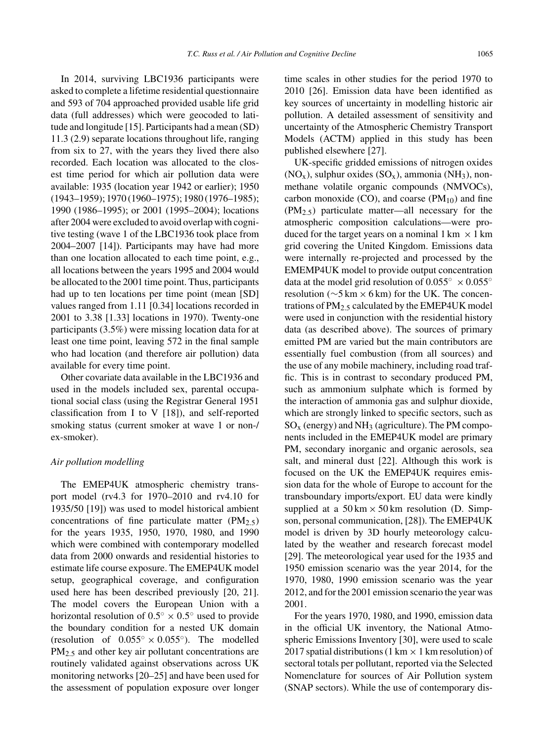In 2014, surviving LBC1936 participants were asked to complete a lifetime residential questionnaire and 593 of 704 approached provided usable life grid data (full addresses) which were geocoded to latitude and longitude [15]. Participants had a mean (SD) 11.3 (2.9) separate locations throughout life, ranging from six to 27, with the years they lived there also recorded. Each location was allocated to the closest time period for which air pollution data were available: 1935 (location year 1942 or earlier); 1950 (1943–1959); 1970 (1960–1975); 1980 (1976–1985); 1990 (1986–1995); or 2001 (1995–2004); locations after 2004 were excluded to avoid overlap with cognitive testing (wave 1 of the LBC1936 took place from 2004–2007 [14]). Participants may have had more than one location allocated to each time point, e.g., all locations between the years 1995 and 2004 would be allocated to the 2001 time point. Thus, participants had up to ten locations per time point (mean [SD] values ranged from 1.11 [0.34] locations recorded in 2001 to 3.38 [1.33] locations in 1970). Twenty-one participants (3.5%) were missing location data for at least one time point, leaving 572 in the final sample who had location (and therefore air pollution) data available for every time point.

Other covariate data available in the LBC1936 and used in the models included sex, parental occupational social class (using the Registrar General 1951 classification from I to V [18]), and self-reported smoking status (current smoker at wave 1 or non-/ ex-smoker).

*Air pollution modelling*

The EMEP4UK atmospheric chemistry transport model (rv4.3 for 1970–2010 and rv4.10 for 1935/50 [19]) was used to model historical ambient concentrations of fine particulate matter ($PM_{2.5}$) for the years 1935, 1950, 1970, 1980, and 1990 which were combined with contemporary modelled data from 2000 onwards and residential histories to estimate life course exposure. The EMEP4UK model setup, geographical coverage, and configuration used here has been described previously [20, 21]. The model covers the European Union with a horizontal resolution of $0.5^\circ \times 0.5^\circ$ used to provide the boundary condition for a nested UK domain (resolution of $0.055^\circ \times 0.055^\circ$). The modelled $PM_{2.5}$ and other key air pollutant concentrations are routinely validated against observations across UK monitoring networks [20–25] and have been used for the assessment of population exposure over longer time scales in other studies for the period 1970 to 2010 [26]. Emission data have been identified as key sources of uncertainty in modelling historic air pollution. A detailed assessment of sensitivity and uncertainty of the Atmospheric Chemistry Transport Models (ACTM) applied in this study has been published elsewhere [27].

UK-specific gridded emissions of nitrogen oxides ($NO_x$), sulphur oxides ($SO_x$), ammonia ($NH_3$), non-methane volatile organic compounds (NMVOCs), carbon monoxide (CO), and coarse ($PM_{10}$) and fine ($PM_{2.5}$) particulate matter—all necessary for the atmospheric composition calculations—were produced for the target years on a nominal 1 km $\times$ 1 km grid covering the United Kingdom. Emissions data were internally re-projected and processed by the EMEMP4UK model to provide output concentration data at the model grid resolution of $0.055^\circ \times 0.055^\circ$ resolution ($\sim$5 km $\times$ 6 km) for the UK. The concentrations of $PM_{2.5}$ calculated by the EMEP4UK model were used in conjunction with the residential history data (as described above). The sources of primary emitted PM are varied but the main contributors are essentially fuel combustion (from all sources) and the use of any mobile machinery, including road traffic. This is in contrast to secondary produced PM, such as ammonium sulphate which is formed by the interaction of ammonia gas and sulphur dioxide, which are strongly linked to specific sectors, such as $SO_x$ (energy) and $NH_3$ (agriculture). The PM components included in the EMEP4UK model are primary PM, secondary inorganic and organic aerosols, sea salt, and mineral dust [22]. Although this work is focused on the UK the EMEP4UK requires emission data for the whole of Europe to account for the transboundary imports/export. EU data were kindly supplied at a 50 km $\times$ 50 km resolution (D. Simpson, personal communication, [28]). The EMEP4UK model is driven by 3D hourly meteorology calculated by the weather and research forecast model [29]. The meteorological year used for the 1935 and 1950 emission scenario was the year 2014, for the 1970, 1980, 1990 emission scenario was the year 2012, and for the 2001 emission scenario the year was 2001.

For the years 1970, 1980, and 1990, emission data in the official UK inventory, the National Atmospheric Emissions Inventory [30], were used to scale 2017 spatial distributions (1 km $\times$ 1 km resolution) of sectoral totals per pollutant, reported via the Selected Nomenclature for sources of Air Pollution system (SNAP sectors). While the use of contemporary dis-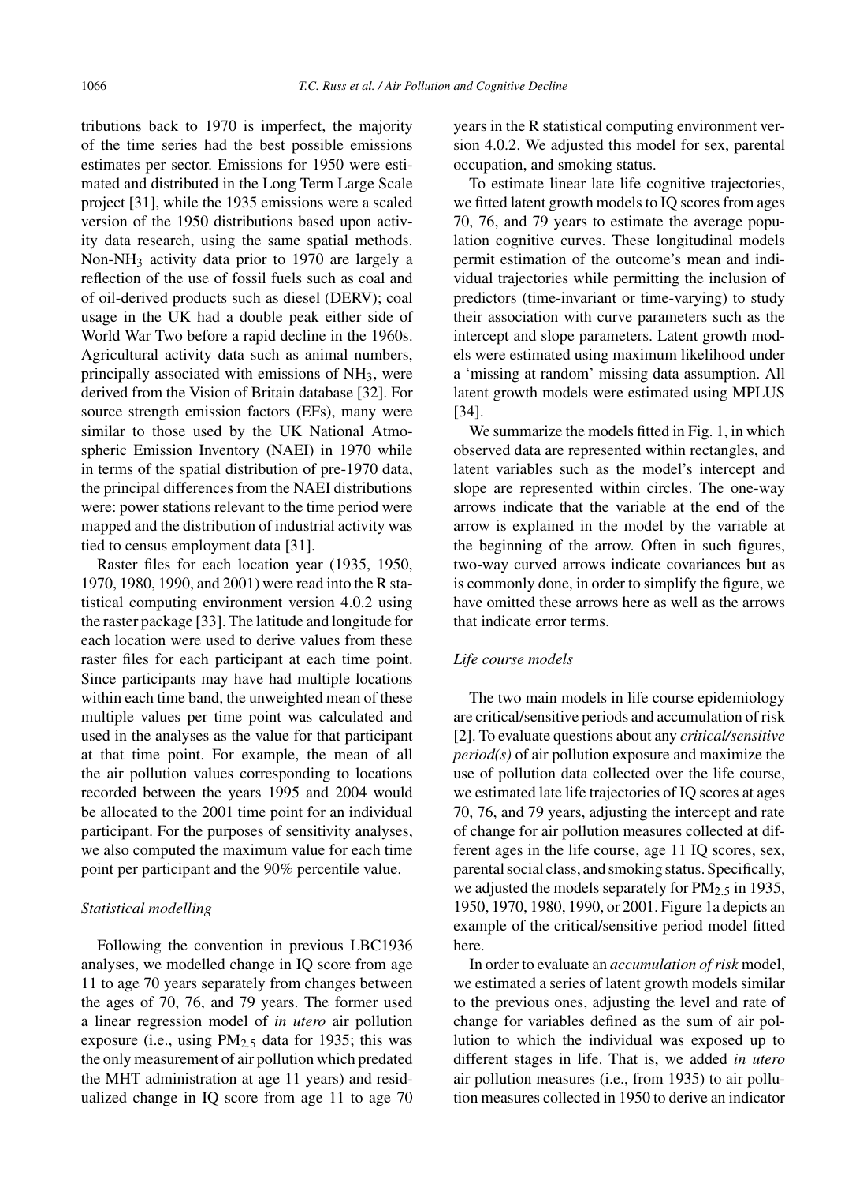tributions back to 1970 is imperfect, the majority of the time series had the best possible emissions estimates per sector. Emissions for 1950 were estimated and distributed in the Long Term Large Scale project [31], while the 1935 emissions were a scaled version of the 1950 distributions based upon activity data research, using the same spatial methods. Non-$NH_3$ activity data prior to 1970 are largely a reflection of the use of fossil fuels such as coal and of oil-derived products such as diesel (DERV); coal usage in the UK had a double peak either side of World War Two before a rapid decline in the 1960s. Agricultural activity data such as animal numbers, principally associated with emissions of $NH_3$, were derived from the Vision of Britain database [32]. For source strength emission factors (EFs), many were similar to those used by the UK National Atmospheric Emission Inventory (NAEI) in 1970 while in terms of the spatial distribution of pre-1970 data, the principal differences from the NAEI distributions were: power stations relevant to the time period were mapped and the distribution of industrial activity was tied to census employment data [31].

Raster files for each location year (1935, 1950, 1970, 1980, 1990, and 2001) were read into the R statistical computing environment version 4.0.2 using the raster package [33]. The latitude and longitude for each location were used to derive values from these raster files for each participant at each time point. Since participants may have had multiple locations within each time band, the unweighted mean of these multiple values per time point was calculated and used in the analyses as the value for that participant at that time point. For example, the mean of all the air pollution values corresponding to locations recorded between the years 1995 and 2004 would be allocated to the 2001 time point for an individual participant. For the purposes of sensitivity analyses, we also computed the maximum value for each time point per participant and the 90% percentile value.

### *Statistical modelling*

Following the convention in previous LBC1936 analyses, we modelled change in IQ score from age 11 to age 70 years separately from changes between the ages of 70, 76, and 79 years. The former used a linear regression model of *in utero* air pollution exposure (i.e., using $PM_{2.5}$ data for 1935; this was the only measurement of air pollution which predated the MHT administration at age 11 years) and residualized change in IQ score from age 11 to age 70 years in the R statistical computing environment version 4.0.2. We adjusted this model for sex, parental occupation, and smoking status.

To estimate linear late life cognitive trajectories, we fitted latent growth models to IQ scores from ages 70, 76, and 79 years to estimate the average population cognitive curves. These longitudinal models permit estimation of the outcome's mean and individual trajectories while permitting the inclusion of predictors (time-invariant or time-varying) to study their association with curve parameters such as the intercept and slope parameters. Latent growth models were estimated using maximum likelihood under a 'missing at random' missing data assumption. All latent growth models were estimated using MPLUS [34].

We summarize the models fitted in Fig. 1, in which observed data are represented within rectangles, and latent variables such as the model's intercept and slope are represented within circles. The one-way arrows indicate that the variable at the end of the arrow is explained in the model by the variable at the beginning of the arrow. Often in such figures, two-way curved arrows indicate covariances but as is commonly done, in order to simplify the figure, we have omitted these arrows here as well as the arrows that indicate error terms.

### *Life course models*

The two main models in life course epidemiology are critical/sensitive periods and accumulation of risk [2]. To evaluate questions about any *critical/sensitive period(s)* of air pollution exposure and maximize the use of pollution data collected over the life course, we estimated late life trajectories of IQ scores at ages 70, 76, and 79 years, adjusting the intercept and rate of change for air pollution measures collected at different ages in the life course, age 11 IQ scores, sex, parental social class, and smoking status. Specifically, we adjusted the models separately for $PM_{2.5}$ in 1935, 1950, 1970, 1980, 1990, or 2001. Figure 1a depicts an example of the critical/sensitive period model fitted here.

In order to evaluate an *accumulation of risk* model, we estimated a series of latent growth models similar to the previous ones, adjusting the level and rate of change for variables defined as the sum of air pollution to which the individual was exposed up to different stages in life. That is, we added *in utero* air pollution measures (i.e., from 1935) to air pollution measures collected in 1950 to derive an indicator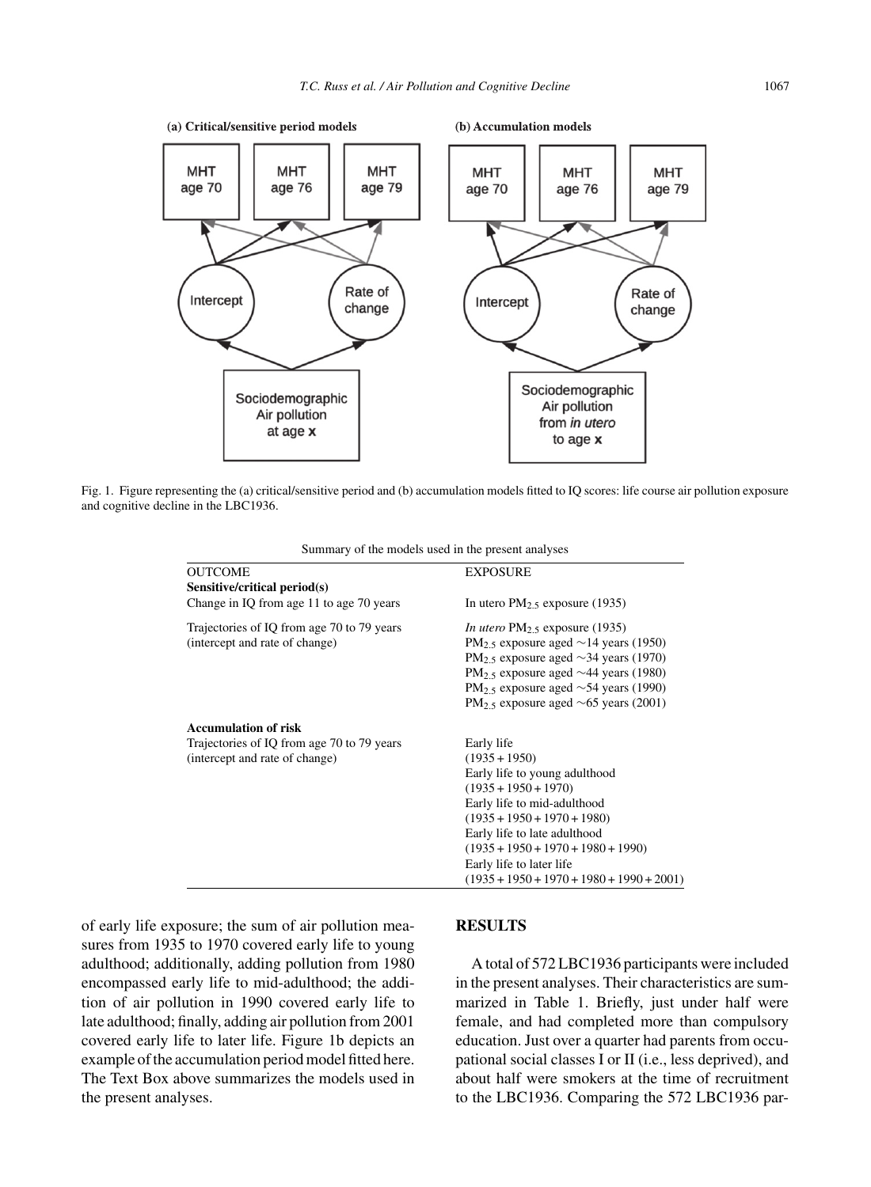Fig. 1. Figure representing the (a) critical/sensitive period and (b) accumulation models fitted to IQ scores: life course air pollution exposure and cognitive decline in the LBC1936.

Summary of the models used in the present analyses

| OUTCOME | EXPOSURE |
|---|---|
| **Sensitive/critical period(s)** | |
| Change in IQ from age 11 to age 70 years | In utero $PM_{2.5}$ exposure (1935) |
| Trajectories of IQ from age 70 to 79 years (intercept and rate of change) | *In utero* $PM_{2.5}$ exposure (1935)<br>$PM_{2.5}$ exposure aged ~14 years (1950)<br>$PM_{2.5}$ exposure aged ~34 years (1970)<br>$PM_{2.5}$ exposure aged ~44 years (1980)<br>$PM_{2.5}$ exposure aged ~54 years (1990)<br>$PM_{2.5}$ exposure aged ~65 years (2001) |
| **Accumulation of risk** | |
| Trajectories of IQ from age 70 to 79 years (intercept and rate of change) | Early life<br>(1935 + 1950)<br>Early life to young adulthood<br>(1935 + 1950 + 1970)<br>Early life to mid-adulthood<br>(1935 + 1950 + 1970 + 1980)<br>Early life to late adulthood<br>(1935 + 1950 + 1970 + 1980 + 1990)<br>Early life to later life<br>(1935 + 1950 + 1970 + 1980 + 1990 + 2001) |

of early life exposure; the sum of air pollution measures from 1935 to 1970 covered early life to young adulthood; additionally, adding pollution from 1980 encompassed early life to mid-adulthood; the addition of air pollution in 1990 covered early life to late adulthood; finally, adding air pollution from 2001 covered early life to later life. Figure 1b depicts an example of the accumulation period model fitted here. The Text Box above summarizes the models used in the present analyses.

## RESULTS

A total of 572 LBC1936 participants were included in the present analyses. Their characteristics are summarized in Table 1. Briefly, just under half were female, and had completed more than compulsory education. Just over a quarter had parents from occupational social classes I or II (i.e., less deprived), and about half were smokers at the time of recruitment to the LBC1936. Comparing the 572 LBC1936 par-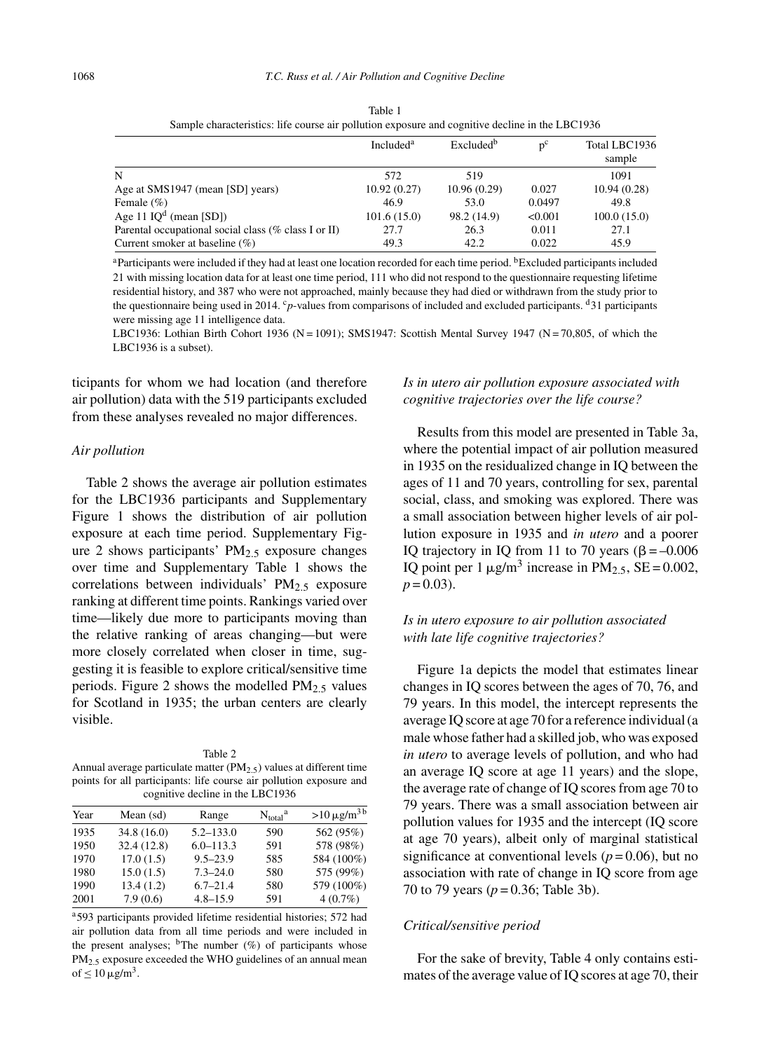Table 1
Sample characteristics: life course air pollution exposure and cognitive decline in the LBC1936

| | Included[a] | Excluded[b] | p[c] | Total LBC1936 sample |
|---|---|---|---|---|
| N | 572 | 519 | | 1091 |
| Age at SMS1947 (mean [SD] years) | 10.92 (0.27) | 10.96 (0.29) | 0.027 | 10.94 (0.28) |
| Female (%) | 46.9 | 53.0 | 0.0497 | 49.8 |
| Age 11 IQ[d] (mean [SD]) | 101.6 (15.0) | 98.2 (14.9) | <0.001 | 100.0 (15.0) |
| Parental occupational social class (% class I or II) | 27.7 | 26.3 | 0.011 | 27.1 |
| Current smoker at baseline (%) | 49.3 | 42.2 | 0.022 | 45.9 |

[a]Participants were included if they had at least one location recorded for each time period. [b]Excluded participants included 21 with missing location data for at least one time period, 111 who did not respond to the questionnaire requesting lifetime residential history, and 387 who were not approached, mainly because they had died or withdrawn from the study prior to the questionnaire being used in 2014. [c]*p*-values from comparisons of included and excluded participants. [d]31 participants were missing age 11 intelligence data.

LBC1936: Lothian Birth Cohort 1936 (N = 1091); SMS1947: Scottish Mental Survey 1947 (N = 70,805, of which the LBC1936 is a subset).

ticipants for whom we had location (and therefore air pollution) data with the 519 participants excluded from these analyses revealed no major differences.

### *Air pollution*

Table 2 shows the average air pollution estimates for the LBC1936 participants and Supplementary Figure 1 shows the distribution of air pollution exposure at each time period. Supplementary Figure 2 shows participants' $PM_{2.5}$ exposure changes over time and Supplementary Table 1 shows the correlations between individuals' $PM_{2.5}$ exposure ranking at different time points. Rankings varied over time—likely due more to participants moving than the relative ranking of areas changing—but were more closely correlated when closer in time, suggesting it is feasible to explore critical/sensitive time periods. Figure 2 shows the modelled $PM_{2.5}$ values for Scotland in 1935; the urban centers are clearly visible.

Table 2
Annual average particulate matter ($PM_{2.5}$) values at different time points for all participants: life course air pollution exposure and cognitive decline in the LBC1936

| Year | Mean (sd) | Range | $N_{total}$[a] | $>10\,\mu g/m^3$[b] |
|---|---|---|---|---|
| 1935 | 34.8 (16.0) | 5.2–133.0 | 590 | 562 (95%) |
| 1950 | 32.4 (12.8) | 6.0–113.3 | 591 | 578 (98%) |
| 1970 | 17.0 (1.5) | 9.5–23.9 | 585 | 584 (100%) |
| 1980 | 15.0 (1.5) | 7.3–24.0 | 580 | 575 (99%) |
| 1990 | 13.4 (1.2) | 6.7–21.4 | 580 | 579 (100%) |
| 2001 | 7.9 (0.6) | 4.8–15.9 | 591 | 4 (0.7%) |

[a]593 participants provided lifetime residential histories; 572 had air pollution data from all time periods and were included in the present analyses; [b]The number (%) of participants whose $PM_{2.5}$ exposure exceeded the WHO guidelines of an annual mean of $\leq 10\,\mu g/m^3$.

### *Is in utero air pollution exposure associated with cognitive trajectories over the life course?*

Results from this model are presented in Table 3a, where the potential impact of air pollution measured in 1935 on the residualized change in IQ between the ages of 11 and 70 years, controlling for sex, parental social, class, and smoking was explored. There was a small association between higher levels of air pollution exposure in 1935 and *in utero* and a poorer IQ trajectory in IQ from 11 to 70 years ($\beta = -0.006$ IQ point per 1 $\mu g/m^3$ increase in $PM_{2.5}$, SE = 0.002, $p = 0.03$).

### *Is in utero exposure to air pollution associated with late life cognitive trajectories?*

Figure 1a depicts the model that estimates linear changes in IQ scores between the ages of 70, 76, and 79 years. In this model, the intercept represents the average IQ score at age 70 for a reference individual (a male whose father had a skilled job, who was exposed *in utero* to average levels of pollution, and who had an average IQ score at age 11 years) and the slope, the average rate of change of IQ scores from age 70 to 79 years. There was a small association between air pollution values for 1935 and the intercept (IQ score at age 70 years), albeit only of marginal statistical significance at conventional levels ($p = 0.06$), but no association with rate of change in IQ score from age 70 to 79 years ($p = 0.36$; Table 3b).

### *Critical/sensitive period*

For the sake of brevity, Table 4 only contains estimates of the average value of IQ scores at age 70, their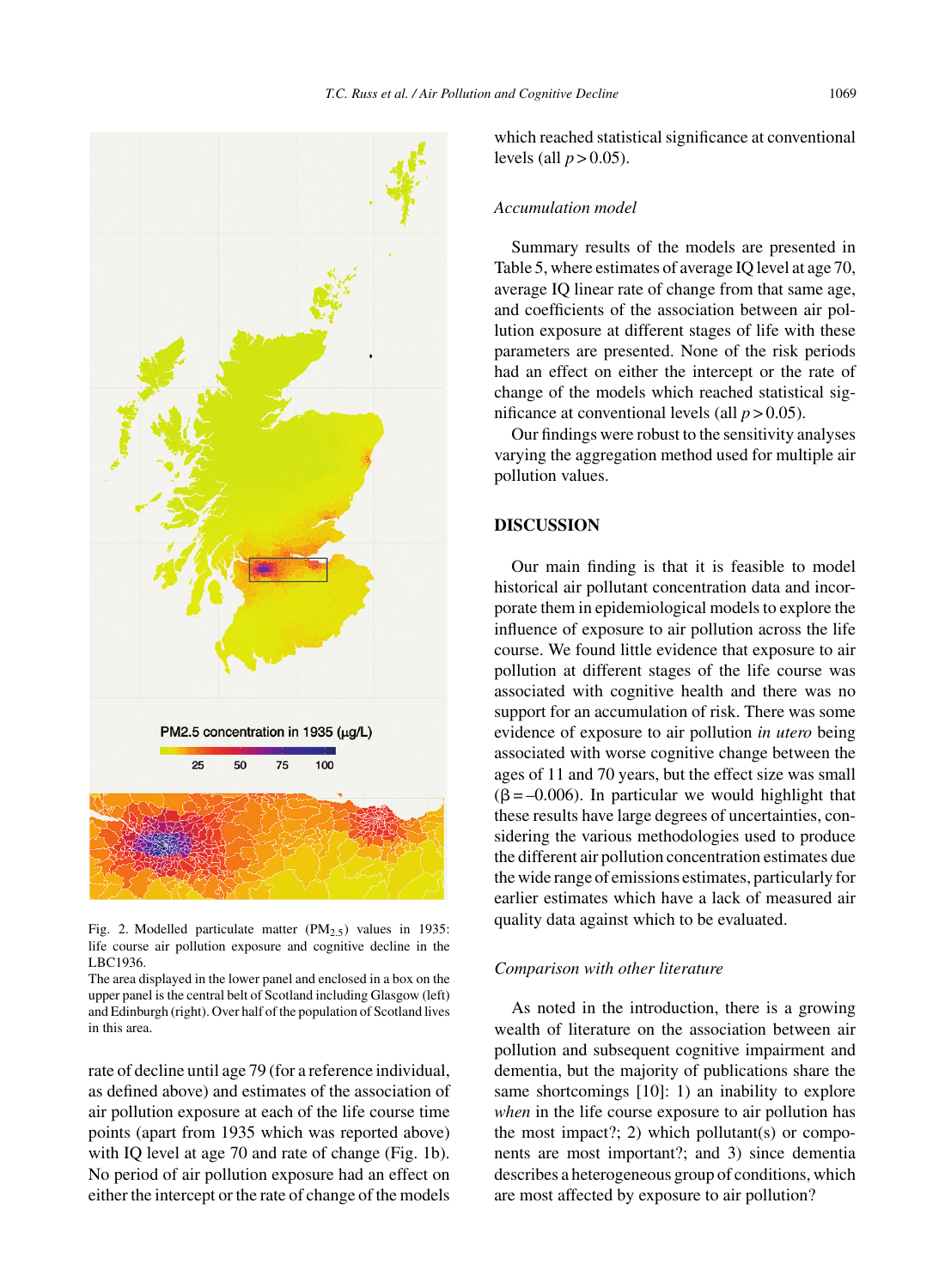Fig. 2. Modelled particulate matter ($PM_{2.5}$) values in 1935: life course air pollution exposure and cognitive decline in the LBC1936.
The area displayed in the lower panel and enclosed in a box on the upper panel is the central belt of Scotland including Glasgow (left) and Edinburgh (right). Over half of the population of Scotland lives in this area.

rate of decline until age 79 (for a reference individual, as defined above) and estimates of the association of air pollution exposure at each of the life course time points (apart from 1935 which was reported above) with IQ level at age 70 and rate of change (Fig. 1b). No period of air pollution exposure had an effect on either the intercept or the rate of change of the models which reached statistical significance at conventional levels (all $p > 0.05$).

### *Accumulation model*

Summary results of the models are presented in Table 5, where estimates of average IQ level at age 70, average IQ linear rate of change from that same age, and coefficients of the association between air pollution exposure at different stages of life with these parameters are presented. None of the risk periods had an effect on either the intercept or the rate of change of the models which reached statistical significance at conventional levels (all $p > 0.05$).

Our findings were robust to the sensitivity analyses varying the aggregation method used for multiple air pollution values.

## DISCUSSION

Our main finding is that it is feasible to model historical air pollutant concentration data and incorporate them in epidemiological models to explore the influence of exposure to air pollution across the life course. We found little evidence that exposure to air pollution at different stages of the life course was associated with cognitive health and there was no support for an accumulation of risk. There was some evidence of exposure to air pollution *in utero* being associated with worse cognitive change between the ages of 11 and 70 years, but the effect size was small ($\beta = -0.006$). In particular we would highlight that these results have large degrees of uncertainties, considering the various methodologies used to produce the different air pollution concentration estimates due the wide range of emissions estimates, particularly for earlier estimates which have a lack of measured air quality data against which to be evaluated.

### *Comparison with other literature*

As noted in the introduction, there is a growing wealth of literature on the association between air pollution and subsequent cognitive impairment and dementia, but the majority of publications share the same shortcomings [10]: 1) an inability to explore *when* in the life course exposure to air pollution has the most impact?; 2) which pollutant(s) or components are most important?; and 3) since dementia describes a heterogeneous group of conditions, which are most affected by exposure to air pollution?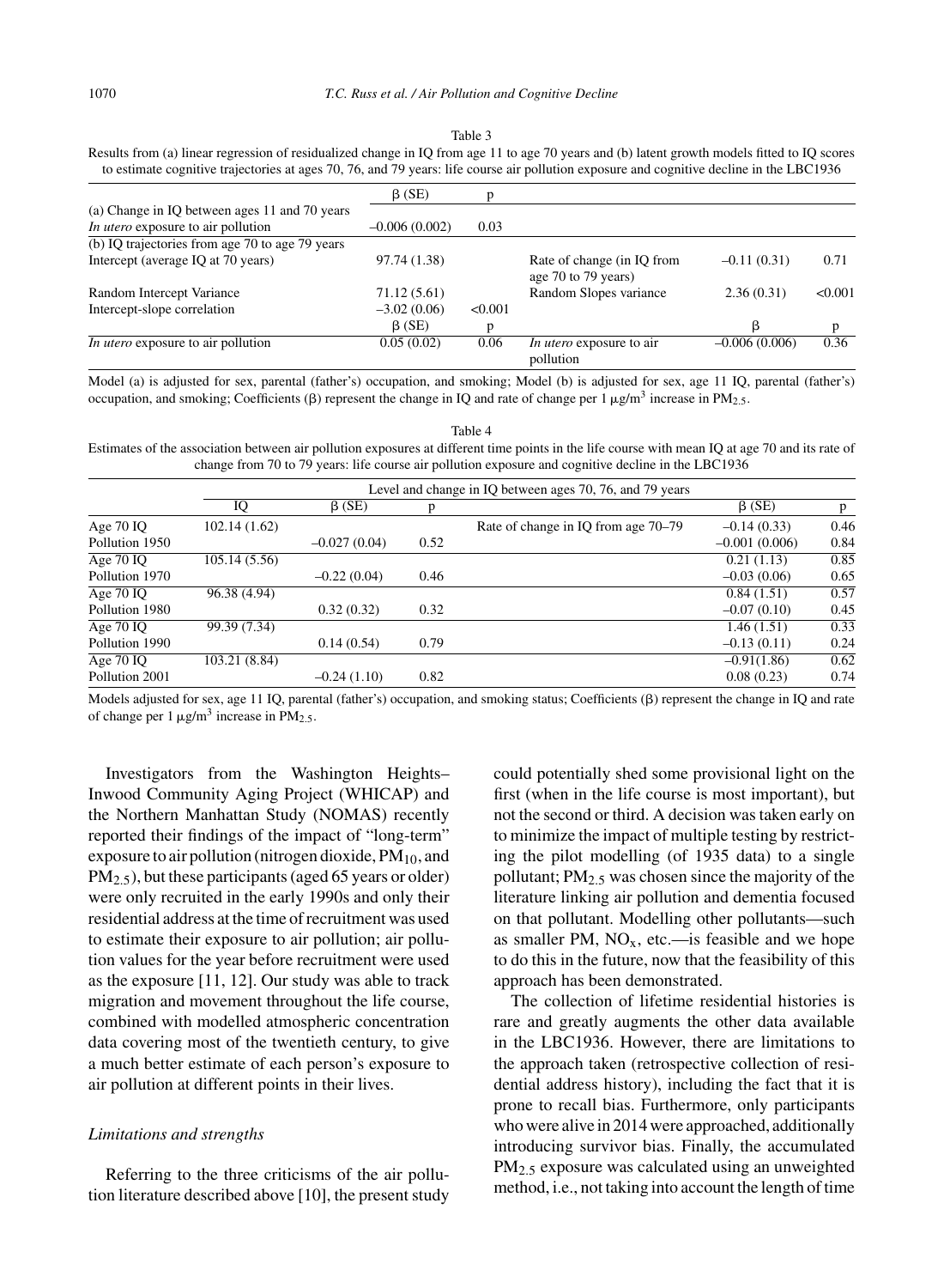Table 3

Results from (a) linear regression of residualized change in IQ from age 11 to age 70 years and (b) latent growth models fitted to IQ scores to estimate cognitive trajectories at ages 70, 76, and 79 years: life course air pollution exposure and cognitive decline in the LBC1936

| | β (SE) | p | | | |
|---|---|---|---|---|---|
| (a) Change in IQ between ages 11 and 70 years | | | | | |
| *In utero* exposure to air pollution | –0.006 (0.002) | 0.03 | | | |
| (b) IQ trajectories from age 70 to age 79 years | | | | | |
| Intercept (average IQ at 70 years) | 97.74 (1.38) | | Rate of change (in IQ from age 70 to 79 years) | –0.11 (0.31) | 0.71 |
| Random Intercept Variance | 71.12 (5.61) | | Random Slopes variance | 2.36 (0.31) | <0.001 |
| Intercept-slope correlation | –3.02 (0.06) | <0.001 | | | |
| | β (SE) | p | | β | p |
| *In utero* exposure to air pollution | 0.05 (0.02) | 0.06 | *In utero* exposure to air pollution | –0.006 (0.006) | 0.36 |

Model (a) is adjusted for sex, parental (father's) occupation, and smoking; Model (b) is adjusted for sex, age 11 IQ, parental (father's) occupation, and smoking; Coefficients (β) represent the change in IQ and rate of change per 1 μg/m$^3$ increase in $PM_{2.5}$.

Table 4

Estimates of the association between air pollution exposures at different time points in the life course with mean IQ at age 70 and its rate of change from 70 to 79 years: life course air pollution exposure and cognitive decline in the LBC1936

| | Level and change in IQ between ages 70, 76, and 79 years | | | | | |
|---|---|---|---|---|---|---|
| | IQ | β (SE) | p | | β (SE) | p |
| Age 70 IQ | 102.14 (1.62) | | | Rate of change in IQ from age 70–79 | –0.14 (0.33) | 0.46 |
| Pollution 1950 | | –0.027 (0.04) | 0.52 | | –0.001 (0.006) | 0.84 |
| Age 70 IQ | 105.14 (5.56) | | | | 0.21 (1.13) | 0.85 |
| Pollution 1970 | | –0.22 (0.04) | 0.46 | | –0.03 (0.06) | 0.65 |
| Age 70 IQ | 96.38 (4.94) | | | | 0.84 (1.51) | 0.57 |
| Pollution 1980 | | 0.32 (0.32) | 0.32 | | –0.07 (0.10) | 0.45 |
| Age 70 IQ | 99.39 (7.34) | | | | 1.46 (1.51) | 0.33 |
| Pollution 1990 | | 0.14 (0.54) | 0.79 | | –0.13 (0.11) | 0.24 |
| Age 70 IQ | 103.21 (8.84) | | | | –0.91(1.86) | 0.62 |
| Pollution 2001 | | –0.24 (1.10) | 0.82 | | 0.08 (0.23) | 0.74 |

Models adjusted for sex, age 11 IQ, parental (father's) occupation, and smoking status; Coefficients (β) represent the change in IQ and rate of change per 1 μg/m$^3$ increase in $PM_{2.5}$.

Investigators from the Washington Heights–Inwood Community Aging Project (WHICAP) and the Northern Manhattan Study (NOMAS) recently reported their findings of the impact of "long-term" exposure to air pollution (nitrogen dioxide, $PM_{10}$, and $PM_{2.5}$), but these participants (aged 65 years or older) were only recruited in the early 1990s and only their residential address at the time of recruitment was used to estimate their exposure to air pollution; air pollution values for the year before recruitment were used as the exposure [11, 12]. Our study was able to track migration and movement throughout the life course, combined with modelled atmospheric concentration data covering most of the twentieth century, to give a much better estimate of each person's exposure to air pollution at different points in their lives.

### *Limitations and strengths*

Referring to the three criticisms of the air pollution literature described above [10], the present study could potentially shed some provisional light on the first (when in the life course is most important), but not the second or third. A decision was taken early on to minimize the impact of multiple testing by restricting the pilot modelling (of 1935 data) to a single pollutant; $PM_{2.5}$ was chosen since the majority of the literature linking air pollution and dementia focused on that pollutant. Modelling other pollutants—such as smaller PM, $NO_x$, etc.—is feasible and we hope to do this in the future, now that the feasibility of this approach has been demonstrated.

The collection of lifetime residential histories is rare and greatly augments the other data available in the LBC1936. However, there are limitations to the approach taken (retrospective collection of residential address history), including the fact that it is prone to recall bias. Furthermore, only participants who were alive in 2014 were approached, additionally introducing survivor bias. Finally, the accumulated $PM_{2.5}$ exposure was calculated using an unweighted method, i.e., not taking into account the length of time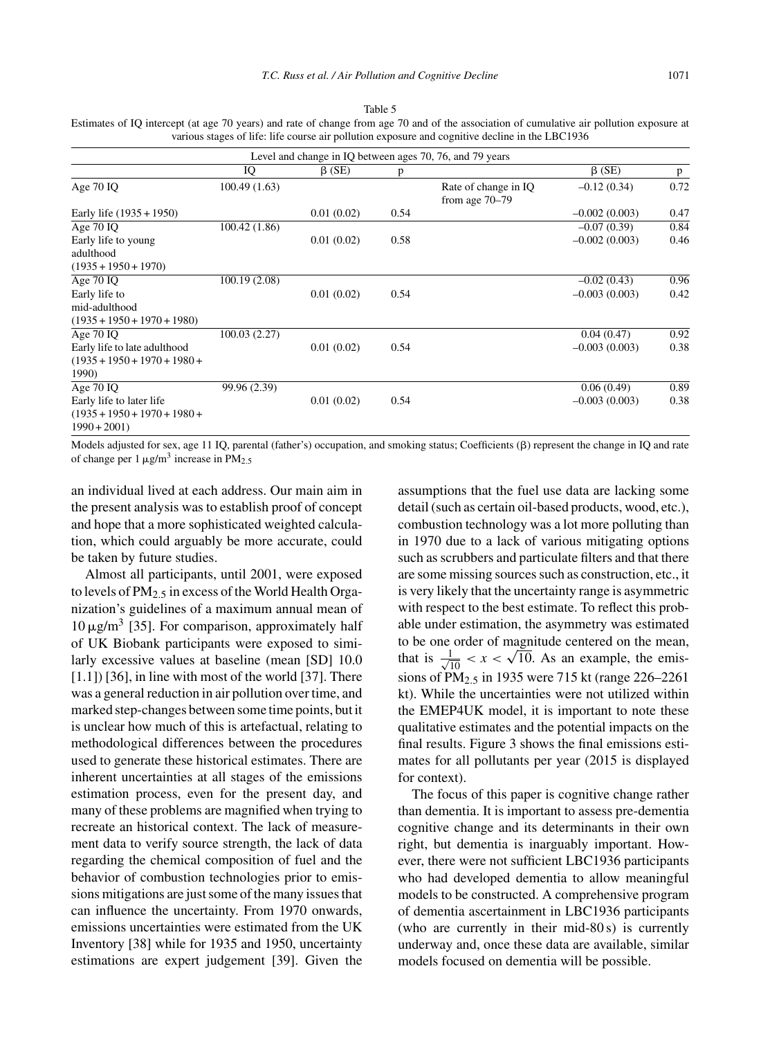Table 5

Estimates of IQ intercept (at age 70 years) and rate of change from age 70 and of the association of cumulative air pollution exposure at various stages of life: life course air pollution exposure and cognitive decline in the LBC1936

| Level and change in IQ between ages 70, 76, and 79 years | | | | | | |
|---|---|---|---|---|---|---|
| | IQ | β (SE) | p | | β (SE) | p |
| Age 70 IQ | 100.49 (1.63) | | | Rate of change in IQ from age 70–79 | –0.12 (0.34) | 0.72 |
| Early life (1935 + 1950) | | 0.01 (0.02) | 0.54 | | –0.002 (0.003) | 0.47 |
| Age 70 IQ | 100.42 (1.86) | | | | –0.07 (0.39) | 0.84 |
| Early life to young adulthood (1935 + 1950 + 1970) | | 0.01 (0.02) | 0.58 | | –0.002 (0.003) | 0.46 |
| Age 70 IQ | 100.19 (2.08) | | | | –0.02 (0.43) | 0.96 |
| Early life to mid-adulthood (1935 + 1950 + 1970 + 1980) | | 0.01 (0.02) | 0.54 | | –0.003 (0.003) | 0.42 |
| Age 70 IQ | 100.03 (2.27) | | | | 0.04 (0.47) | 0.92 |
| Early life to late adulthood (1935 + 1950 + 1970 + 1980 + 1990) | | 0.01 (0.02) | 0.54 | | –0.003 (0.003) | 0.38 |
| Age 70 IQ | 99.96 (2.39) | | | | 0.06 (0.49) | 0.89 |
| Early life to later life (1935 + 1950 + 1970 + 1980 + 1990 + 2001) | | 0.01 (0.02) | 0.54 | | –0.003 (0.003) | 0.38 |

Models adjusted for sex, age 11 IQ, parental (father's) occupation, and smoking status; Coefficients (β) represent the change in IQ and rate of change per 1 μg/m$^3$ increase in $PM_{2.5}$

an individual lived at each address. Our main aim in the present analysis was to establish proof of concept and hope that a more sophisticated weighted calculation, which could arguably be more accurate, could be taken by future studies.

Almost all participants, until 2001, were exposed to levels of $PM_{2.5}$ in excess of the World Health Organization's guidelines of a maximum annual mean of 10 μg/m$^3$ [35]. For comparison, approximately half of UK Biobank participants were exposed to similarly excessive values at baseline (mean [SD] 10.0 [1.1]) [36], in line with most of the world [37]. There was a general reduction in air pollution over time, and marked step-changes between some time points, but it is unclear how much of this is artefactual, relating to methodological differences between the procedures used to generate these historical estimates. There are inherent uncertainties at all stages of the emissions estimation process, even for the present day, and many of these problems are magnified when trying to recreate an historical context. The lack of measurement data to verify source strength, the lack of data regarding the chemical composition of fuel and the behavior of combustion technologies prior to emissions mitigations are just some of the many issues that can influence the uncertainty. From 1970 onwards, emissions uncertainties were estimated from the UK Inventory [38] while for 1935 and 1950, uncertainty estimations are expert judgement [39]. Given the assumptions that the fuel use data are lacking some detail (such as certain oil-based products, wood, etc.), combustion technology was a lot more polluting than in 1970 due to a lack of various mitigating options such as scrubbers and particulate filters and that there are some missing sources such as construction, etc., it is very likely that the uncertainty range is asymmetric with respect to the best estimate. To reflect this probable under estimation, the asymmetry was estimated to be one order of magnitude centered on the mean, that is $\frac{1}{\sqrt{10}} < x < \sqrt{10}$. As an example, the emissions of $PM_{2.5}$ in 1935 were 715 kt (range 226–2261 kt). While the uncertainties were not utilized within the EMEP4UK model, it is important to note these qualitative estimates and the potential impacts on the final results. Figure 3 shows the final emissions estimates for all pollutants per year (2015 is displayed for context).

The focus of this paper is cognitive change rather than dementia. It is important to assess pre-dementia cognitive change and its determinants in their own right, but dementia is inarguably important. However, there were not sufficient LBC1936 participants who had developed dementia to allow meaningful models to be constructed. A comprehensive program of dementia ascertainment in LBC1936 participants (who are currently in their mid-80 s) is currently underway and, once these data are available, similar models focused on dementia will be possible.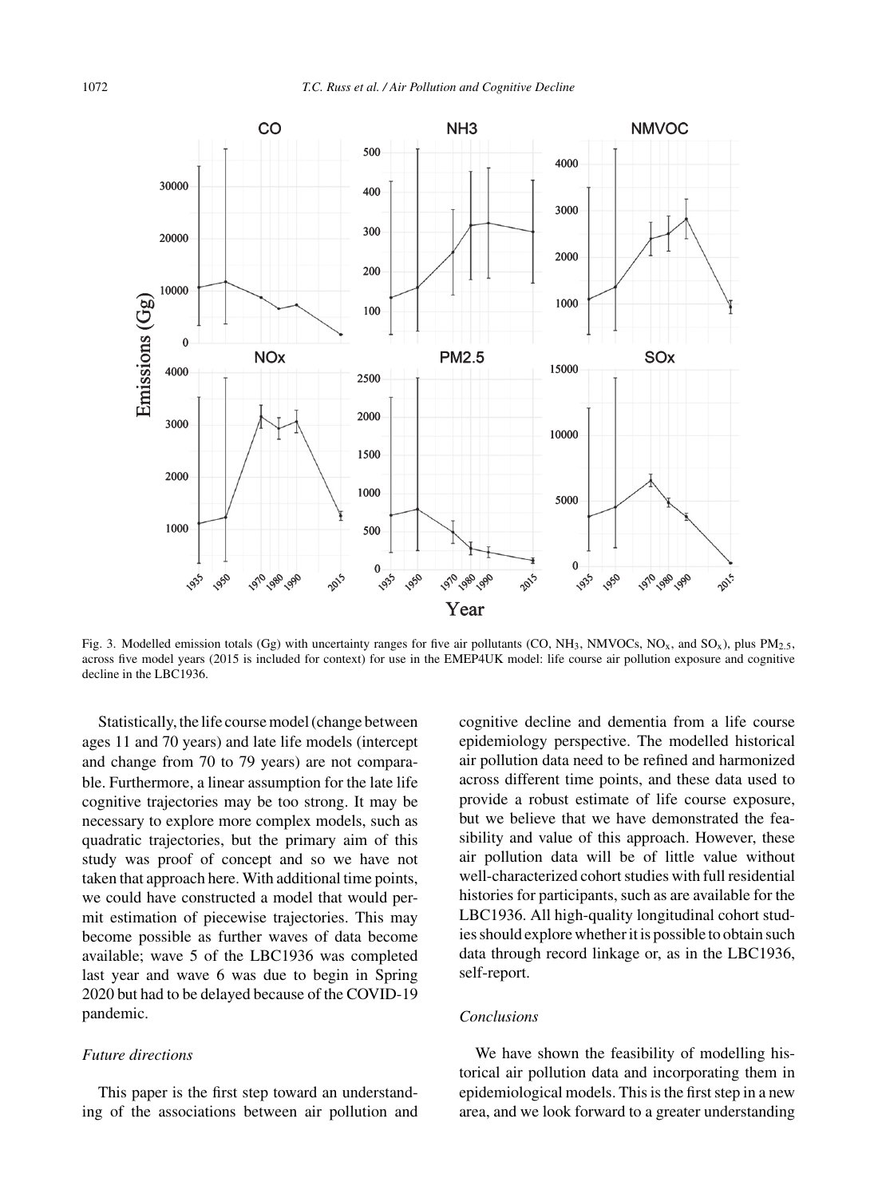Fig. 3. Modelled emission totals (Gg) with uncertainty ranges for five air pollutants (CO, $NH_3$, NMVOCs, $NO_x$, and $SO_x$), plus $PM_{2.5}$, across five model years (2015 is included for context) for use in the EMEP4UK model: life course air pollution exposure and cognitive decline in the LBC1936.

Statistically, the life course model (change between ages 11 and 70 years) and late life models (intercept and change from 70 to 79 years) are not comparable. Furthermore, a linear assumption for the late life cognitive trajectories may be too strong. It may be necessary to explore more complex models, such as quadratic trajectories, but the primary aim of this study was proof of concept and so we have not taken that approach here. With additional time points, we could have constructed a model that would permit estimation of piecewise trajectories. This may become possible as further waves of data become available; wave 5 of the LBC1936 was completed last year and wave 6 was due to begin in Spring 2020 but had to be delayed because of the COVID-19 pandemic.

*Future directions*

This paper is the first step toward an understanding of the associations between air pollution and cognitive decline and dementia from a life course epidemiology perspective. The modelled historical air pollution data need to be refined and harmonized across different time points, and these data used to provide a robust estimate of life course exposure, but we believe that we have demonstrated the feasibility and value of this approach. However, these air pollution data will be of little value without well-characterized cohort studies with full residential histories for participants, such as are available for the LBC1936. All high-quality longitudinal cohort studies should explore whether it is possible to obtain such data through record linkage or, as in the LBC1936, self-report.

*Conclusions*

We have shown the feasibility of modelling historical air pollution data and incorporating them in epidemiological models. This is the first step in a new area, and we look forward to a greater understanding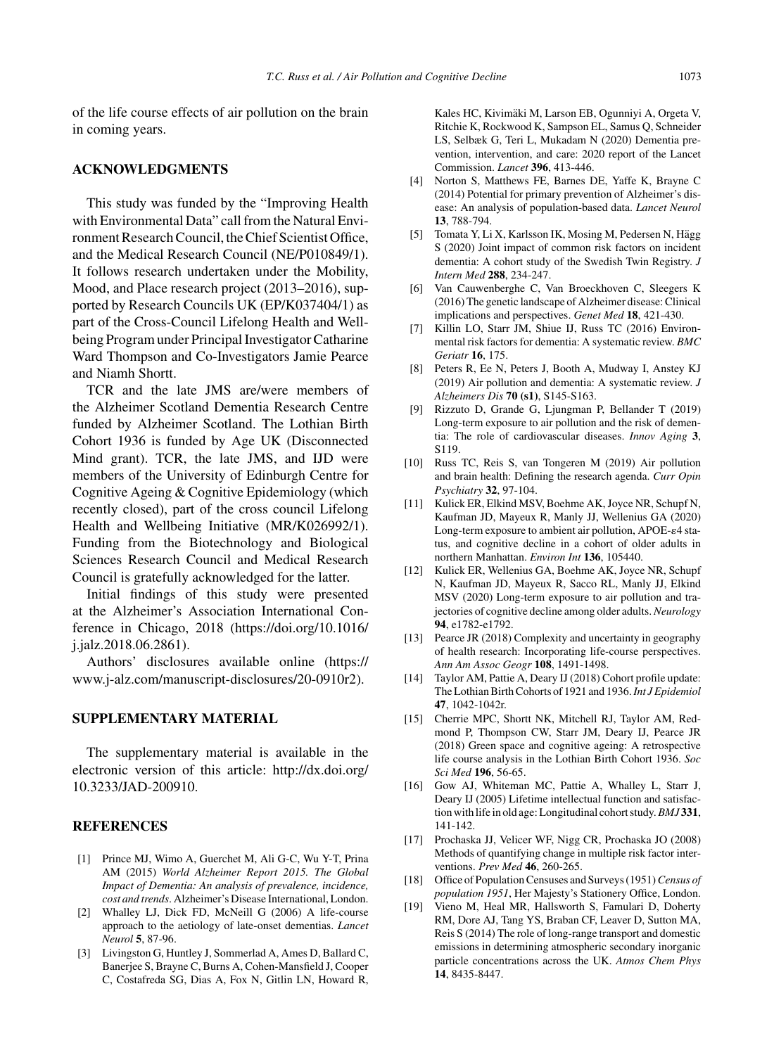of the life course effects of air pollution on the brain in coming years.

## ACKNOWLEDGMENTS

This study was funded by the "Improving Health with Environmental Data" call from the Natural Environment Research Council, the Chief Scientist Office, and the Medical Research Council (NE/P010849/1). It follows research undertaken under the Mobility, Mood, and Place research project (2013–2016), supported by Research Councils UK (EP/K037404/1) as part of the Cross-Council Lifelong Health and Wellbeing Program under Principal Investigator Catharine Ward Thompson and Co-Investigators Jamie Pearce and Niamh Shortt.

TCR and the late JMS are/were members of the Alzheimer Scotland Dementia Research Centre funded by Alzheimer Scotland. The Lothian Birth Cohort 1936 is funded by Age UK (Disconnected Mind grant). TCR, the late JMS, and IJD were members of the University of Edinburgh Centre for Cognitive Ageing & Cognitive Epidemiology (which recently closed), part of the cross council Lifelong Health and Wellbeing Initiative (MR/K026992/1). Funding from the Biotechnology and Biological Sciences Research Council and Medical Research Council is gratefully acknowledged for the latter.

Initial findings of this study were presented at the Alzheimer's Association International Conference in Chicago, 2018 (https://doi.org/10.1016/j.jalz.2018.06.2861).

Authors' disclosures available online (https://www.j-alz.com/manuscript-disclosures/20-0910r2).

## SUPPLEMENTARY MATERIAL

The supplementary material is available in the electronic version of this article: http://dx.doi.org/10.3233/JAD-200910.

## REFERENCES

[1] Prince MJ, Wimo A, Guerchet M, Ali G-C, Wu Y-T, Prina AM (2015) *World Alzheimer Report 2015. The Global Impact of Dementia: An analysis of prevalence, incidence, cost and trends*. Alzheimer's Disease International, London.

[2] Whalley LJ, Dick FD, McNeill G (2006) A life-course approach to the aetiology of late-onset dementias. *Lancet Neurol* **5**, 87-96.

[3] Livingston G, Huntley J, Sommerlad A, Ames D, Ballard C, Banerjee S, Brayne C, Burns A, Cohen-Mansfield J, Cooper C, Costafreda SG, Dias A, Fox N, Gitlin LN, Howard R, Kales HC, Kivimäki M, Larson EB, Ogunniyi A, Orgeta V, Ritchie K, Rockwood K, Sampson EL, Samus Q, Schneider LS, Selbæk G, Teri L, Mukadam N (2020) Dementia prevention, intervention, and care: 2020 report of the Lancet Commission. *Lancet* **396**, 413-446.

[4] Norton S, Matthews FE, Barnes DE, Yaffe K, Brayne C (2014) Potential for primary prevention of Alzheimer's disease: An analysis of population-based data. *Lancet Neurol* **13**, 788-794.

[5] Tomata Y, Li X, Karlsson IK, Mosing M, Pedersen N, Hägg S (2020) Joint impact of common risk factors on incident dementia: A cohort study of the Swedish Twin Registry. *J Intern Med* **288**, 234-247.

[6] Van Cauwenberghe C, Van Broeckhoven C, Sleegers K (2016) The genetic landscape of Alzheimer disease: Clinical implications and perspectives. *Genet Med* **18**, 421-430.

[7] Killin LO, Starr JM, Shiue IJ, Russ TC (2016) Environmental risk factors for dementia: A systematic review. *BMC Geriatr* **16**, 175.

[8] Peters R, Ee N, Peters J, Booth A, Mudway I, Anstey KJ (2019) Air pollution and dementia: A systematic review. *J Alzheimers Dis* **70 (s1)**, S145-S163.

[9] Rizzuto D, Grande G, Ljungman P, Bellander T (2019) Long-term exposure to air pollution and the risk of dementia: The role of cardiovascular diseases. *Innov Aging* **3**, S119.

[10] Russ TC, Reis S, van Tongeren M (2019) Air pollution and brain health: Defining the research agenda. *Curr Opin Psychiatry* **32**, 97-104.

[11] Kulick ER, Elkind MSV, Boehme AK, Joyce NR, Schupf N, Kaufman JD, Mayeux R, Manly JJ, Wellenius GA (2020) Long-term exposure to ambient air pollution, APOE-ε4 status, and cognitive decline in a cohort of older adults in northern Manhattan. *Environ Int* **136**, 105440.

[12] Kulick ER, Wellenius GA, Boehme AK, Joyce NR, Schupf N, Kaufman JD, Mayeux R, Sacco RL, Manly JJ, Elkind MSV (2020) Long-term exposure to air pollution and trajectories of cognitive decline among older adults. *Neurology* **94**, e1782-e1792.

[13] Pearce JR (2018) Complexity and uncertainty in geography of health research: Incorporating life-course perspectives. *Ann Am Assoc Geogr* **108**, 1491-1498.

[14] Taylor AM, Pattie A, Deary IJ (2018) Cohort profile update: The Lothian Birth Cohorts of 1921 and 1936. *Int J Epidemiol* **47**, 1042-1042r.

[15] Cherrie MPC, Shortt NK, Mitchell RJ, Taylor AM, Redmond P, Thompson CW, Starr JM, Deary IJ, Pearce JR (2018) Green space and cognitive ageing: A retrospective life course analysis in the Lothian Birth Cohort 1936. *Soc Sci Med* **196**, 56-65.

[16] Gow AJ, Whiteman MC, Pattie A, Whalley L, Starr J, Deary IJ (2005) Lifetime intellectual function and satisfaction with life in old age: Longitudinal cohort study. *BMJ* **331**, 141-142.

[17] Prochaska JJ, Velicer WF, Nigg CR, Prochaska JO (2008) Methods of quantifying change in multiple risk factor interventions. *Prev Med* **46**, 260-265.

[18] Office of Population Censuses and Surveys (1951) *Census of population 1951*, Her Majesty's Stationery Office, London.

[19] Vieno M, Heal MR, Hallsworth S, Famulari D, Doherty RM, Dore AJ, Tang YS, Braban CF, Leaver D, Sutton MA, Reis S (2014) The role of long-range transport and domestic emissions in determining atmospheric secondary inorganic particle concentrations across the UK. *Atmos Chem Phys* **14**, 8435-8447.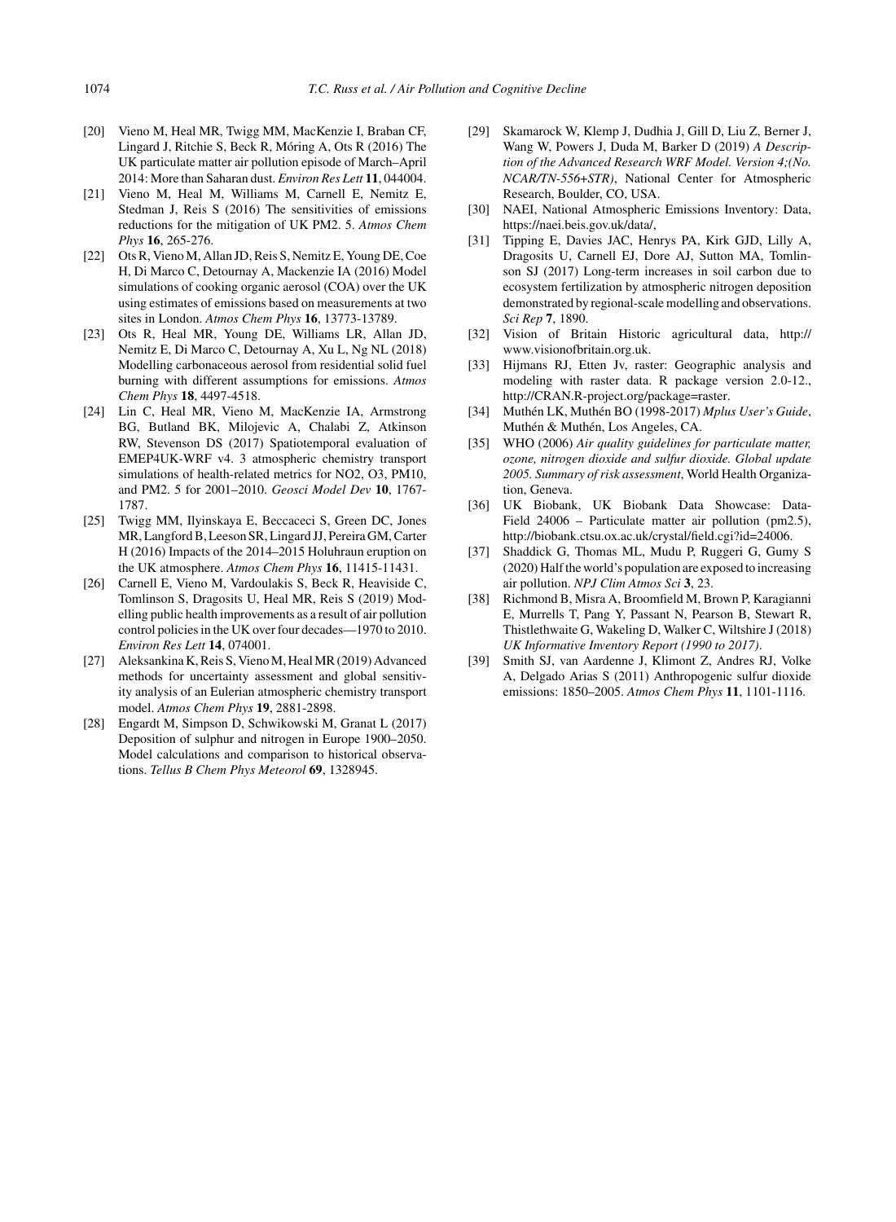[20] Vieno M, Heal MR, Twigg MM, MacKenzie I, Braban CF, Lingard J, Ritchie S, Beck R, Móring A, Ots R (2016) The UK particulate matter air pollution episode of March–April 2014: More than Saharan dust. *Environ Res Lett* **11**, 044004.

[21] Vieno M, Heal M, Williams M, Carnell E, Nemitz E, Stedman J, Reis S (2016) The sensitivities of emissions reductions for the mitigation of UK PM2. 5. *Atmos Chem Phys* **16**, 265-276.

[22] Ots R, Vieno M, Allan JD, Reis S, Nemitz E, Young DE, Coe H, Di Marco C, Detournay A, Mackenzie IA (2016) Model simulations of cooking organic aerosol (COA) over the UK using estimates of emissions based on measurements at two sites in London. *Atmos Chem Phys* **16**, 13773-13789.

[23] Ots R, Heal MR, Young DE, Williams LR, Allan JD, Nemitz E, Di Marco C, Detournay A, Xu L, Ng NL (2018) Modelling carbonaceous aerosol from residential solid fuel burning with different assumptions for emissions. *Atmos Chem Phys* **18**, 4497-4518.

[24] Lin C, Heal MR, Vieno M, MacKenzie IA, Armstrong BG, Butland BK, Milojevic A, Chalabi Z, Atkinson RW, Stevenson DS (2017) Spatiotemporal evaluation of EMEP4UK-WRF v4. 3 atmospheric chemistry transport simulations of health-related metrics for NO2, O3, PM10, and PM2. 5 for 2001–2010. *Geosci Model Dev* **10**, 1767-1787.

[25] Twigg MM, Ilyinskaya E, Beccaceci S, Green DC, Jones MR, Langford B, Leeson SR, Lingard JJ, Pereira GM, Carter H (2016) Impacts of the 2014–2015 Holuhraun eruption on the UK atmosphere. *Atmos Chem Phys* **16**, 11415-11431.

[26] Carnell E, Vieno M, Vardoulakis S, Beck R, Heaviside C, Tomlinson S, Dragosits U, Heal MR, Reis S (2019) Modelling public health improvements as a result of air pollution control policies in the UK over four decades—1970 to 2010. *Environ Res Lett* **14**, 074001.

[27] Aleksankina K, Reis S, Vieno M, Heal MR (2019) Advanced methods for uncertainty assessment and global sensitivity analysis of an Eulerian atmospheric chemistry transport model. *Atmos Chem Phys* **19**, 2881-2898.

[28] Engardt M, Simpson D, Schwikowski M, Granat L (2017) Deposition of sulphur and nitrogen in Europe 1900–2050. Model calculations and comparison to historical observations. *Tellus B Chem Phys Meteorol* **69**, 1328945.

[29] Skamarock W, Klemp J, Dudhia J, Gill D, Liu Z, Berner J, Wang W, Powers J, Duda M, Barker D (2019) *A Description of the Advanced Research WRF Model. Version 4;(No. NCAR/TN-556+STR)*, National Center for Atmospheric Research, Boulder, CO, USA.

[30] NAEI, National Atmospheric Emissions Inventory: Data, https://naei.beis.gov.uk/data/,

[31] Tipping E, Davies JAC, Henrys PA, Kirk GJD, Lilly A, Dragosits U, Carnell EJ, Dore AJ, Sutton MA, Tomlinson SJ (2017) Long-term increases in soil carbon due to ecosystem fertilization by atmospheric nitrogen deposition demonstrated by regional-scale modelling and observations. *Sci Rep* **7**, 1890.

[32] Vision of Britain Historic agricultural data, http://www.visionofbritain.org.uk.

[33] Hijmans RJ, Etten Jv, raster: Geographic analysis and modeling with raster data. R package version 2.0-12., http://CRAN.R-project.org/package=raster.

[34] Muthén LK, Muthén BO (1998-2017) *Mplus User's Guide*, Muthén & Muthén, Los Angeles, CA.

[35] WHO (2006) *Air quality guidelines for particulate matter, ozone, nitrogen dioxide and sulfur dioxide. Global update 2005. Summary of risk assessment*, World Health Organization, Geneva.

[36] UK Biobank, UK Biobank Data Showcase: Data-Field 24006 – Particulate matter air pollution (pm2.5), http://biobank.ctsu.ox.ac.uk/crystal/field.cgi?id=24006.

[37] Shaddick G, Thomas ML, Mudu P, Ruggeri G, Gumy S (2020) Half the world's population are exposed to increasing air pollution. *NPJ Clim Atmos Sci* **3**, 23.

[38] Richmond B, Misra A, Broomfield M, Brown P, Karagianni E, Murrells T, Pang Y, Passant N, Pearson B, Stewart R, Thistlethwaite G, Wakeling D, Walker C, Wiltshire J (2018) *UK Informative Inventory Report (1990 to 2017)*.

[39] Smith SJ, van Aardenne J, Klimont Z, Andres RJ, Volke A, Delgado Arias S (2011) Anthropogenic sulfur dioxide emissions: 1850–2005. *Atmos Chem Phys* **11**, 1101-1116.